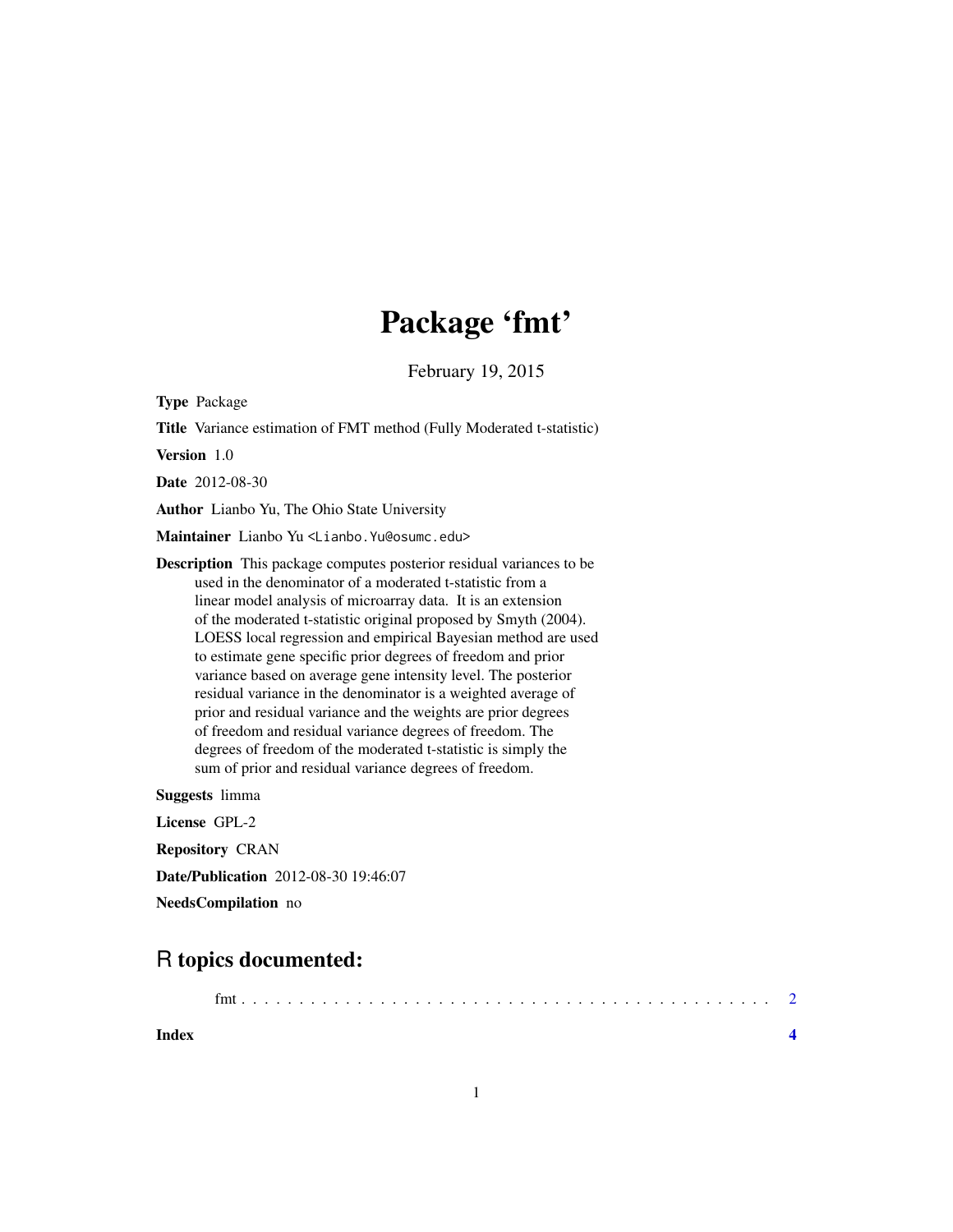# Package 'fmt'

February 19, 2015

**Type** Package

**Title** Variance estimation of FMT method (Fully Moderated t-statistic)

**Version** 1.0

**Date** 2012-08-30

**Author** Lianbo Yu, The Ohio State University

**Maintainer** Lianbo Yu <Lianbo.Yu@osumc.edu>

**Description** This package computes posterior residual variances to be used in the denominator of a moderated t-statistic from a linear model analysis of microarray data. It is an extension of the moderated t-statistic original proposed by Smyth (2004). LOESS local regression and empirical Bayesian method are used to estimate gene specific prior degrees of freedom and prior variance based on average gene intensity level. The posterior residual variance in the denominator is a weighted average of prior and residual variance and the weights are prior degrees of freedom and residual variance degrees of freedom. The degrees of freedom of the moderated t-statistic is simply the sum of prior and residual variance degrees of freedom.

**Suggests** limma

**License** GPL-2

**Repository** CRAN

**Date/Publication** 2012-08-30 19:46:07

**NeedsCompilation** no

## R topics documented:

fmt . . . . . . . . . . . . . . . . . . . . . . . . . . . . . . . . . . . . . . . . . . . . . 2

**Index** **4**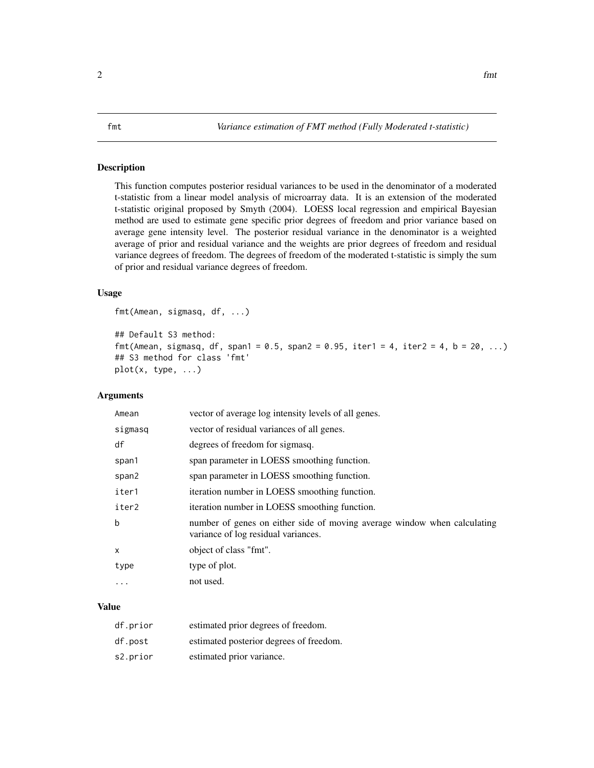# fmt — *Variance estimation of FMT method (Fully Moderated t-statistic)*

## Description

This function computes posterior residual variances to be used in the denominator of a moderated t-statistic from a linear model analysis of microarray data. It is an extension of the moderated t-statistic original proposed by Smyth (2004). LOESS local regression and empirical Bayesian method are used to estimate gene specific prior degrees of freedom and prior variance based on average gene intensity level. The posterior residual variance in the denominator is a weighted average of prior and residual variance and the weights are prior degrees of freedom and residual variance degrees of freedom. The degrees of freedom of the moderated t-statistic is simply the sum of prior and residual variance degrees of freedom.

## Usage

```
fmt(Amean, sigmasq, df, ...)

## Default S3 method:
fmt(Amean, sigmasq, df, span1 = 0.5, span2 = 0.95, iter1 = 4, iter2 = 4, b = 20, ...)
## S3 method for class 'fmt'
plot(x, type, ...)
```

## Arguments

| | |
|---|---|
| Amean | vector of average log intensity levels of all genes. |
| sigmasq | vector of residual variances of all genes. |
| df | degrees of freedom for sigmasq. |
| span1 | span parameter in LOESS smoothing function. |
| span2 | span parameter in LOESS smoothing function. |
| iter1 | iteration number in LOESS smoothing function. |
| iter2 | iteration number in LOESS smoothing function. |
| b | number of genes on either side of moving average window when calculating variance of log residual variances. |
| x | object of class "fmt". |
| type | type of plot. |
| ... | not used. |

## Value

| | |
|---|---|
| df.prior | estimated prior degrees of freedom. |
| df.post | estimated posterior degrees of freedom. |
| s2.prior | estimated prior variance. |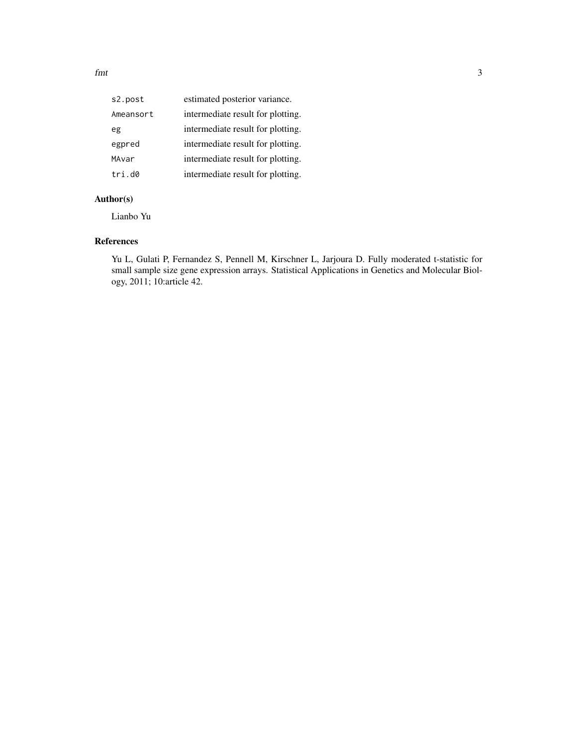| | |
|---|---|
| `s2.post` | estimated posterior variance. |
| `Ameansort` | intermediate result for plotting. |
| `eg` | intermediate result for plotting. |
| `egpred` | intermediate result for plotting. |
| `MAvar` | intermediate result for plotting. |
| `tri.d0` | intermediate result for plotting. |

## Author(s)

Lianbo Yu

## References

Yu L, Gulati P, Fernandez S, Pennell M, Kirschner L, Jarjoura D. Fully moderated t-statistic for small sample size gene expression arrays. Statistical Applications in Genetics and Molecular Biology, 2011; 10:article 42.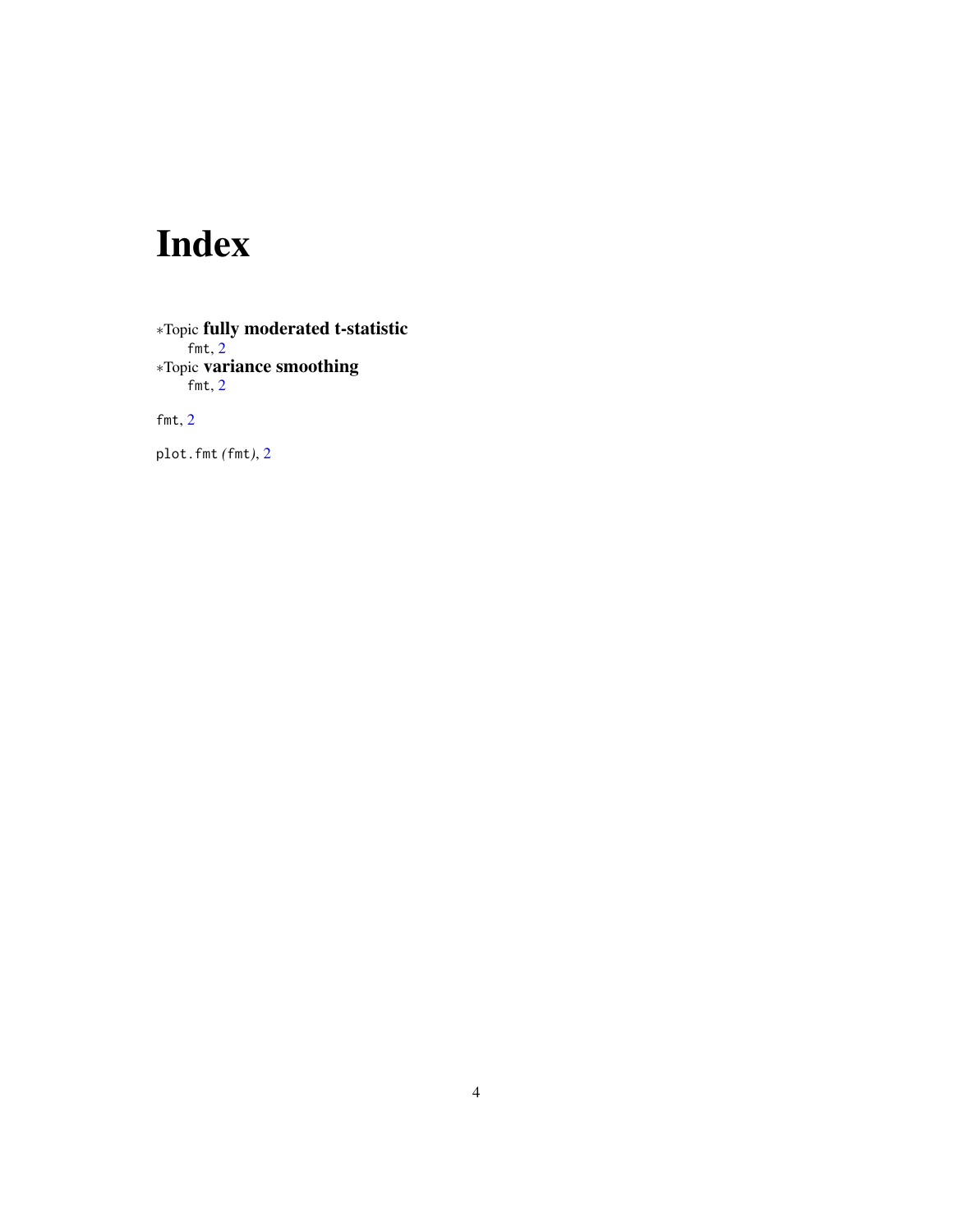# Index

∗Topic **fully moderated t-statistic**
  fmt, 2
∗Topic **variance smoothing**
  fmt, 2

fmt, 2

plot.fmt *(*fmt*)*, 2